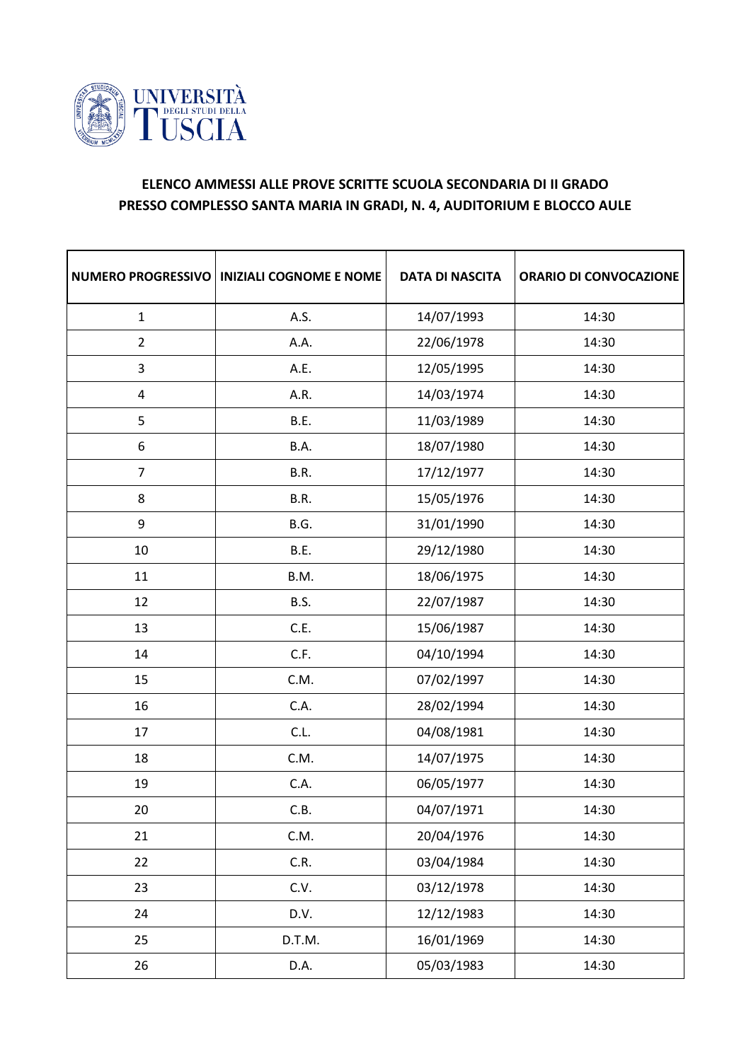UNIVERSITÀ DEGLI STUDI DELLA TUSCIA

## ELENCO AMMESSI ALLE PROVE SCRITTE SCUOLA SECONDARIA DI II GRADO
## PRESSO COMPLESSO SANTA MARIA IN GRADI, N. 4, AUDITORIUM E BLOCCO AULE

| NUMERO PROGRESSIVO | INIZIALI COGNOME E NOME | DATA DI NASCITA | ORARIO DI CONVOCAZIONE |
|---|---|---|---|
| 1 | A.S. | 14/07/1993 | 14:30 |
| 2 | A.A. | 22/06/1978 | 14:30 |
| 3 | A.E. | 12/05/1995 | 14:30 |
| 4 | A.R. | 14/03/1974 | 14:30 |
| 5 | B.E. | 11/03/1989 | 14:30 |
| 6 | B.A. | 18/07/1980 | 14:30 |
| 7 | B.R. | 17/12/1977 | 14:30 |
| 8 | B.R. | 15/05/1976 | 14:30 |
| 9 | B.G. | 31/01/1990 | 14:30 |
| 10 | B.E. | 29/12/1980 | 14:30 |
| 11 | B.M. | 18/06/1975 | 14:30 |
| 12 | B.S. | 22/07/1987 | 14:30 |
| 13 | C.E. | 15/06/1987 | 14:30 |
| 14 | C.F. | 04/10/1994 | 14:30 |
| 15 | C.M. | 07/02/1997 | 14:30 |
| 16 | C.A. | 28/02/1994 | 14:30 |
| 17 | C.L. | 04/08/1981 | 14:30 |
| 18 | C.M. | 14/07/1975 | 14:30 |
| 19 | C.A. | 06/05/1977 | 14:30 |
| 20 | C.B. | 04/07/1971 | 14:30 |
| 21 | C.M. | 20/04/1976 | 14:30 |
| 22 | C.R. | 03/04/1984 | 14:30 |
| 23 | C.V. | 03/12/1978 | 14:30 |
| 24 | D.V. | 12/12/1983 | 14:30 |
| 25 | D.T.M. | 16/01/1969 | 14:30 |
| 26 | D.A. | 05/03/1983 | 14:30 |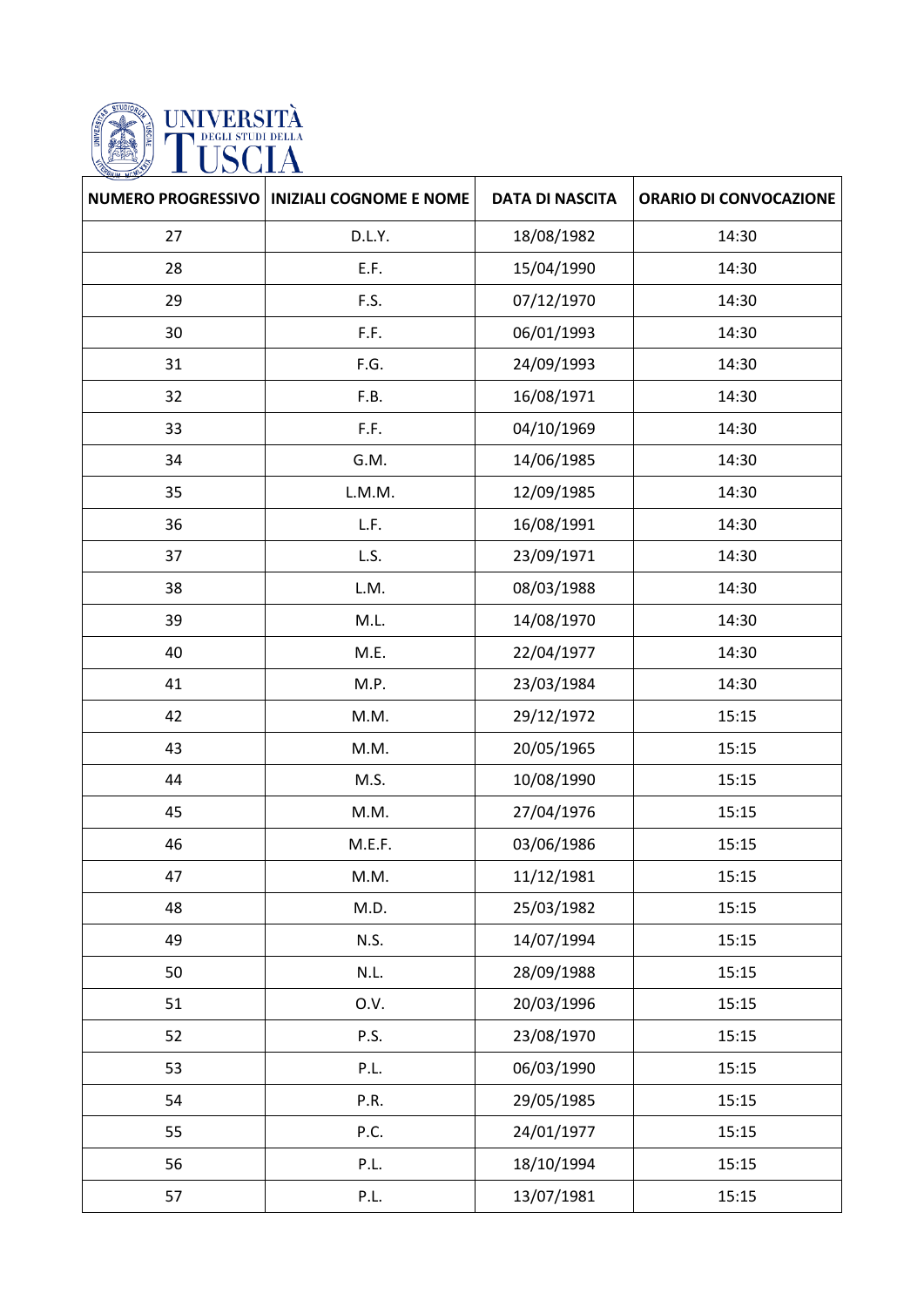| NUMERO PROGRESSIVO | INIZIALI COGNOME E NOME | DATA DI NASCITA | ORARIO DI CONVOCAZIONE |
|---|---|---|---|
| 27 | D.L.Y. | 18/08/1982 | 14:30 |
| 28 | E.F. | 15/04/1990 | 14:30 |
| 29 | F.S. | 07/12/1970 | 14:30 |
| 30 | F.F. | 06/01/1993 | 14:30 |
| 31 | F.G. | 24/09/1993 | 14:30 |
| 32 | F.B. | 16/08/1971 | 14:30 |
| 33 | F.F. | 04/10/1969 | 14:30 |
| 34 | G.M. | 14/06/1985 | 14:30 |
| 35 | L.M.M. | 12/09/1985 | 14:30 |
| 36 | L.F. | 16/08/1991 | 14:30 |
| 37 | L.S. | 23/09/1971 | 14:30 |
| 38 | L.M. | 08/03/1988 | 14:30 |
| 39 | M.L. | 14/08/1970 | 14:30 |
| 40 | M.E. | 22/04/1977 | 14:30 |
| 41 | M.P. | 23/03/1984 | 14:30 |
| 42 | M.M. | 29/12/1972 | 15:15 |
| 43 | M.M. | 20/05/1965 | 15:15 |
| 44 | M.S. | 10/08/1990 | 15:15 |
| 45 | M.M. | 27/04/1976 | 15:15 |
| 46 | M.E.F. | 03/06/1986 | 15:15 |
| 47 | M.M. | 11/12/1981 | 15:15 |
| 48 | M.D. | 25/03/1982 | 15:15 |
| 49 | N.S. | 14/07/1994 | 15:15 |
| 50 | N.L. | 28/09/1988 | 15:15 |
| 51 | O.V. | 20/03/1996 | 15:15 |
| 52 | P.S. | 23/08/1970 | 15:15 |
| 53 | P.L. | 06/03/1990 | 15:15 |
| 54 | P.R. | 29/05/1985 | 15:15 |
| 55 | P.C. | 24/01/1977 | 15:15 |
| 56 | P.L. | 18/10/1994 | 15:15 |
| 57 | P.L. | 13/07/1981 | 15:15 |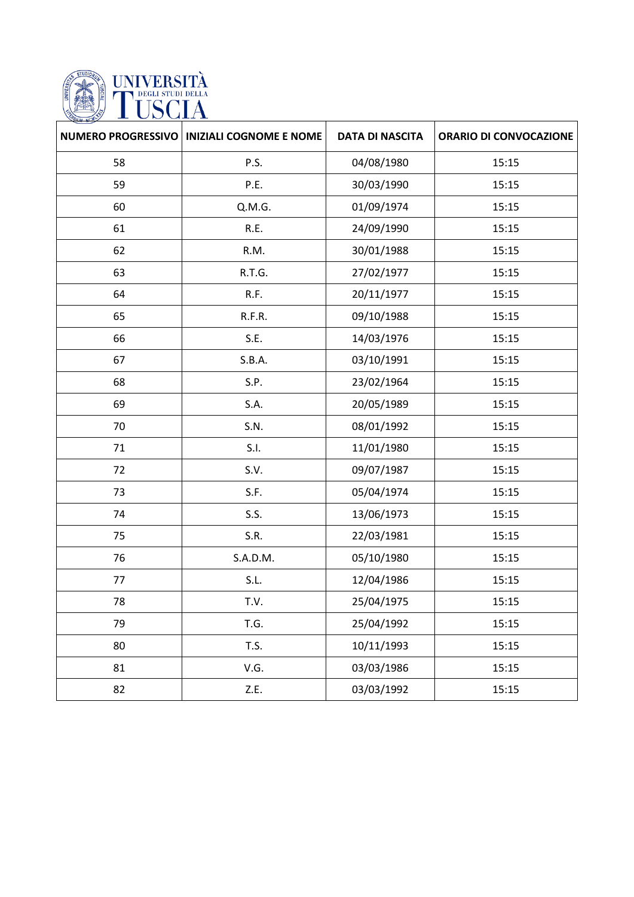| NUMERO PROGRESSIVO | INIZIALI COGNOME E NOME | DATA DI NASCITA | ORARIO DI CONVOCAZIONE |
|---|---|---|---|
| 58 | P.S. | 04/08/1980 | 15:15 |
| 59 | P.E. | 30/03/1990 | 15:15 |
| 60 | Q.M.G. | 01/09/1974 | 15:15 |
| 61 | R.E. | 24/09/1990 | 15:15 |
| 62 | R.M. | 30/01/1988 | 15:15 |
| 63 | R.T.G. | 27/02/1977 | 15:15 |
| 64 | R.F. | 20/11/1977 | 15:15 |
| 65 | R.F.R. | 09/10/1988 | 15:15 |
| 66 | S.E. | 14/03/1976 | 15:15 |
| 67 | S.B.A. | 03/10/1991 | 15:15 |
| 68 | S.P. | 23/02/1964 | 15:15 |
| 69 | S.A. | 20/05/1989 | 15:15 |
| 70 | S.N. | 08/01/1992 | 15:15 |
| 71 | S.I. | 11/01/1980 | 15:15 |
| 72 | S.V. | 09/07/1987 | 15:15 |
| 73 | S.F. | 05/04/1974 | 15:15 |
| 74 | S.S. | 13/06/1973 | 15:15 |
| 75 | S.R. | 22/03/1981 | 15:15 |
| 76 | S.A.D.M. | 05/10/1980 | 15:15 |
| 77 | S.L. | 12/04/1986 | 15:15 |
| 78 | T.V. | 25/04/1975 | 15:15 |
| 79 | T.G. | 25/04/1992 | 15:15 |
| 80 | T.S. | 10/11/1993 | 15:15 |
| 81 | V.G. | 03/03/1986 | 15:15 |
| 82 | Z.E. | 03/03/1992 | 15:15 |